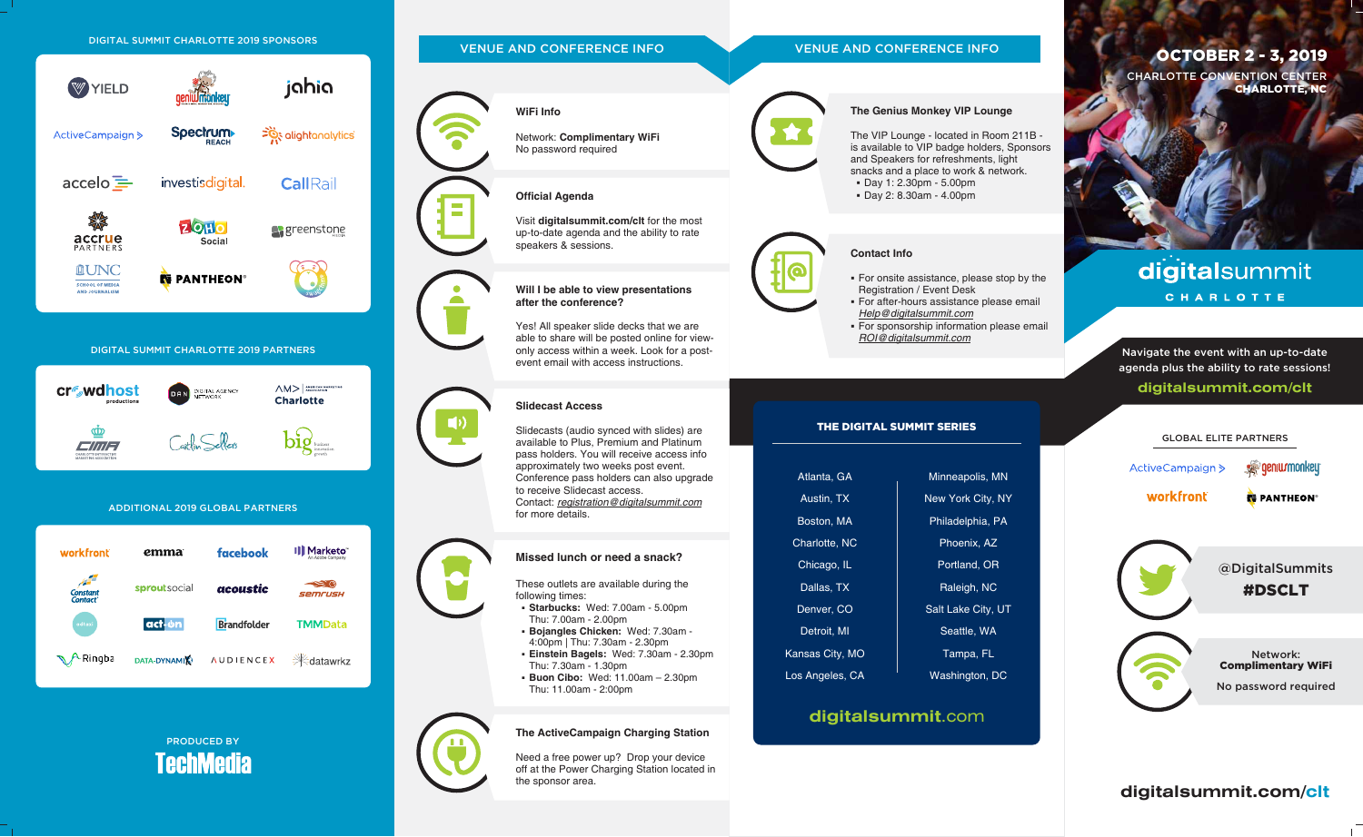## DIGITAL SUMMIT CHARLOTTE 2019 SPONSORS

YIELD · geniusmonkey · jahia · ActiveCampaign · Spectrum REACH · alightanalytics · accelo · investisdigital · CallRail · accrue PARTNERS · ZOHO Social · greenstone · UNC SCHOOL OF MEDIA AND JOURNALISM · PANTHEON

## DIGITAL SUMMIT CHARLOTTE 2019 PARTNERS

crowdhost productions · DAN DIGITAL AGENCY NETWORK · AMA Charlotte · CIMA CHARLOTTE INTERACTIVE MARKETING ASSOCIATION · Caitlin Sellers · big

## ADDITIONAL 2019 GLOBAL PARTNERS

workfront · emma · facebook · Marketo An Adobe Company · Constant Contact · sproutsocial · acoustic · semrush · act-on · Brandfolder · TMMData · Ringba · DATA-DYNAMIX · AUDIENCEX · datawrkz

PRODUCED BY
**TechMedia**

## VENUE AND CONFERENCE INFO

### WiFi Info

Network: **Complimentary WiFi**
No password required

### Official Agenda

Visit **digitalsummit.com/clt** for the most up-to-date agenda and the ability to rate speakers & sessions.

### Will I be able to view presentations after the conference?

Yes! All speaker slide decks that we are able to share will be posted online for view-only access within a week. Look for a post-event email with access instructions.

### Slidecast Access

Slidecasts (audio synced with slides) are available to Plus, Premium and Platinum pass holders. You will receive access info approximately two weeks post event. Conference pass holders can also upgrade to receive Slidecast access.
Contact: *registration@digitalsummit.com* for more details.

### Missed lunch or need a snack?

These outlets are available during the following times:

- **Starbucks:** Wed: 7.00am - 5.00pm Thu: 7.00am - 2.00pm
- **Bojangles Chicken:** Wed: 7.30am - 4:00pm | Thu: 7.30am - 2.30pm
- **Einstein Bagels:** Wed: 7.30am - 2.30pm Thu: 7.30am - 1.30pm
- **Buon Cibo:** Wed: 11.00am – 2.30pm Thu: 11.00am - 2:00pm

### The ActiveCampaign Charging Station

Need a free power up? Drop your device off at the Power Charging Station located in the sponsor area.

## VENUE AND CONFERENCE INFO

### The Genius Monkey VIP Lounge

The VIP Lounge - located in Room 211B - is available to VIP badge holders, Sponsors and Speakers for refreshments, light snacks and a place to work & network.

- Day 1: 2.30pm - 5.00pm
- Day 2: 8.30am - 4.00pm

### Contact Info

- For onsite assistance, please stop by the Registration / Event Desk
- For after-hours assistance please email *Help@digitalsummit.com*
- For sponsorship information please email *ROI@digitalsummit.com*

### THE DIGITAL SUMMIT SERIES

| | |
|---|---|
| Atlanta, GA | Minneapolis, MN |
| Austin, TX | New York City, NY |
| Boston, MA | Philadelphia, PA |
| Charlotte, NC | Phoenix, AZ |
| Chicago, IL | Portland, OR |
| Dallas, TX | Raleigh, NC |
| Denver, CO | Salt Lake City, UT |
| Detroit, MI | Seattle, WA |
| Kansas City, MO | Tampa, FL |
| Los Angeles, CA | Washington, DC |

**digitalsummit.com**

# OCTOBER 2 - 3, 2019

CHARLOTTE CONVENTION CENTER
CHARLOTTE, NC

# digitalsummit CHARLOTTE

Navigate the event with an up-to-date agenda plus the ability to rate sessions!

**digitalsummit.com/clt**

### GLOBAL ELITE PARTNERS

ActiveCampaign · geniusmonkey · workfront · PANTHEON

@DigitalSummits
**#DSCLT**

Network:
**Complimentary WiFi**
No password required

**digitalsummit.com/clt**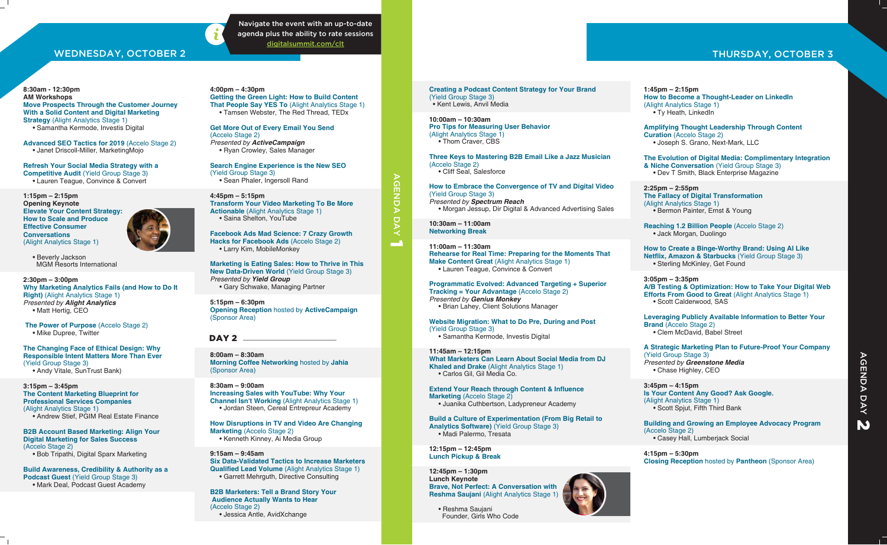Navigate the event with an up-to-date agenda plus the ability to rate sessions
digitalsummit.com/clt

## WEDNESDAY, OCTOBER 2

**8:30am - 12:30pm**
**AM Workshops**
**Move Prospects Through the Customer Journey With a Solid Content and Digital Marketing Strategy** (Alight Analytics Stage 1)
- Samantha Kermode, Investis Digital

**Advanced SEO Tactics for 2019** (Accelo Stage 2)
- Janet Driscoll-Miller, MarketingMojo

**Refresh Your Social Media Strategy with a Competitive Audit** (Yield Group Stage 3)
- Lauren Teague, Convince & Convert

**1:15pm – 2:15pm**
**Opening Keynote**
**Elevate Your Content Strategy: How to Scale and Produce Effective Consumer Conversations**
(Alight Analytics Stage 1)
- Beverly Jackson
  MGM Resorts International

**2:30pm – 3:00pm**
**Why Marketing Analytics Fails (and How to Do It Right)** (Alight Analytics Stage 1)
*Presented by* ***Alight Analytics***
- Matt Hertig, CEO

**The Power of Purpose** (Accelo Stage 2)
- Mike Dupree, Twitter

**The Changing Face of Ethical Design: Why Responsible Intent Matters More Than Ever**
(Yield Group Stage 3)
- Andy Vitale, SunTrust Bank)

**3:15pm – 3:45pm**
**The Content Marketing Blueprint for Professional Services Companies**
(Alight Analytics Stage 1)
- Andrew Stief, PGIM Real Estate Finance

**B2B Account Based Marketing: Align Your Digital Marketing for Sales Success**
(Accelo Stage 2)
- Bob Tripathi, Digital Sparx Marketing

**Build Awareness, Credibility & Authority as a Podcast Guest** (Yield Group Stage 3)
- Mark Deal, Podcast Guest Academy

**4:00pm – 4:30pm**
**Getting the Green Light: How to Build Content That People Say YES To** (Alight Analytics Stage 1)
- Tamsen Webster, The Red Thread, TEDx

**Get More Out of Every Email You Send**
(Accelo Stage 2)
*Presented by* ***ActiveCampaign***
- Ryan Crowley, Sales Manager

**Search Engine Experience is the New SEO**
(Yield Group Stage 3)
- Sean Phaler, Ingersoll Rand

**4:45pm – 5:15pm**
**Transform Your Video Marketing To Be More Actionable** (Alight Analytics Stage 1)
- Saina Shelton, YouTube

**Facebook Ads Mad Science: 7 Crazy Growth Hacks for Facebook Ads** (Accelo Stage 2)
- Larry Kim, MobileMonkey

**Marketing is Eating Sales: How to Thrive in This New Data-Driven World** (Yield Group Stage 3)
*Presented by* ***Yield Group***
- Gary Schwake, Managing Partner

**5:15pm – 6:30pm**
**Opening Reception** hosted by **ActiveCampaign**
(Sponsor Area)

## DAY 2

**8:00am – 8:30am**
**Morning Coffee Networking** hosted by **Jahia**
(Sponsor Area)

**8:30am – 9:00am**
**Increasing Sales with YouTube: Why Your Channel Isn't Working** (Alight Analytics Stage 1)
- Jordan Steen, Cereal Entrepreur Academy

**How Disruptions in TV and Video Are Changing Marketing** (Accelo Stage 2)
- Kenneth Kinney, Ai Media Group

**9:15am – 9:45am**
**Six Data-Validated Tactics to Increase Marketers Qualified Lead Volume** (Alight Analytics Stage 1)
- Garrett Mehrguth, Directive Consulting

**B2B Marketers: Tell a Brand Story Your Audience Actually Wants to Hear**
(Accelo Stage 2)
- Jessica Antle, AvidXchange

AGENDA DAY 1

**Creating a Podcast Content Strategy for Your Brand**
(Yield Group Stage 3)
- Kent Lewis, Anvil Media

**10:00am – 10:30am**
**Pro Tips for Measuring User Behavior**
(Alight Analytics Stage 1)
- Thom Craver, CBS

**Three Keys to Mastering B2B Email Like a Jazz Musician**
(Accelo Stage 2)
- Cliff Seal, Salesforce

**How to Embrace the Convergence of TV and Digital Video**
(Yield Group Stage 3)
*Presented by* ***Spectrum Reach***
- Morgan Jessup, Dir Digital & Advanced Advertising Sales

**10:30am – 11:00am**
**Networking Break**

**11:00am – 11:30am**
**Rehearse for Real Time: Preparing for the Moments That Make Content Great** (Alight Analytics Stage 1)
- Lauren Teague, Convince & Convert

**Programmatic Evolved: Advanced Targeting + Superior Tracking = Your Advantage** (Accelo Stage 2)
*Presented by* ***Genius Monkey***
- Brian Lahey, Client Solutions Manager

**Website Migration: What to Do Pre, During and Post**
(Yield Group Stage 3)
- Samantha Kermode, Investis Digital

**11:45am – 12:15pm**
**What Marketers Can Learn About Social Media from DJ Khaled and Drake** (Alight Analytics Stage 1)
- Carlos Gil, Gil Media Co.

**Extend Your Reach through Content & Influence Marketing** (Accelo Stage 2)
- Juanika Cuthbertson, Ladypreneur Academy

**Build a Culture of Experimentation (From Big Retail to Analytics Software)** (Yield Group Stage 3)
- Madi Palermo, Tresata

**12:15pm – 12:45pm**
**Lunch Pickup & Break**

**12:45pm – 1:30pm**
**Lunch Keynote**
**Brave, Not Perfect: A Conversation with Reshma Saujani** (Alight Analytics Stage 1)
- Reshma Saujani
  Founder, Girls Who Code

## THURSDAY, OCTOBER 3

**1:45pm – 2:15pm**
**How to Become a Thought-Leader on LinkedIn**
(Alight Analytics Stage 1)
- Ty Heath, LinkedIn

**Amplifying Thought Leadership Through Content Curation** (Accelo Stage 2)
- Joseph S. Grano, Next-Mark, LLC

**The Evolution of Digital Media: Complimentary Integration & Niche Conversation** (Yield Group Stage 3)
- Dev T Smith, Black Enterprise Magazine

**2:25pm – 2:55pm**
**The Fallacy of Digital Transformation**
(Alight Analytics Stage 1)
- Bermon Painter, Ernst & Young

**Reaching 1.2 Billion People** (Accelo Stage 2)
- Jack Morgan, Duolingo

**How to Create a Binge-Worthy Brand: Using AI Like Netflix, Amazon & Starbucks** (Yield Group Stage 3)
- Sterling McKinley, Get Found

**3:05pm – 3:35pm**
**A/B Testing & Optimization: How to Take Your Digital Web Efforts From Good to Great** (Alight Analytics Stage 1)
- Scott Calderwood, SAS

**Leveraging Publicly Available Information to Better Your Brand** (Accelo Stage 2)
- Clem McDavid, Babel Street

**A Strategic Marketing Plan to Future-Proof Your Company**
(Yield Group Stage 3)
*Presented by* ***Greenstone Media***
- Chase Highley, CEO

**3:45pm – 4:15pm**
**Is Your Content Any Good? Ask Google.**
(Alight Analytics Stage 1)
- Scott Spjut, Fifth Third Bank

**Building and Growing an Employee Advocacy Program**
(Accelo Stage 2)
- Casey Hall, Lumberjack Social

**4:15pm – 5:30pm**
**Closing Reception** hosted by **Pantheon** (Sponsor Area)

AGENDA DAY 2